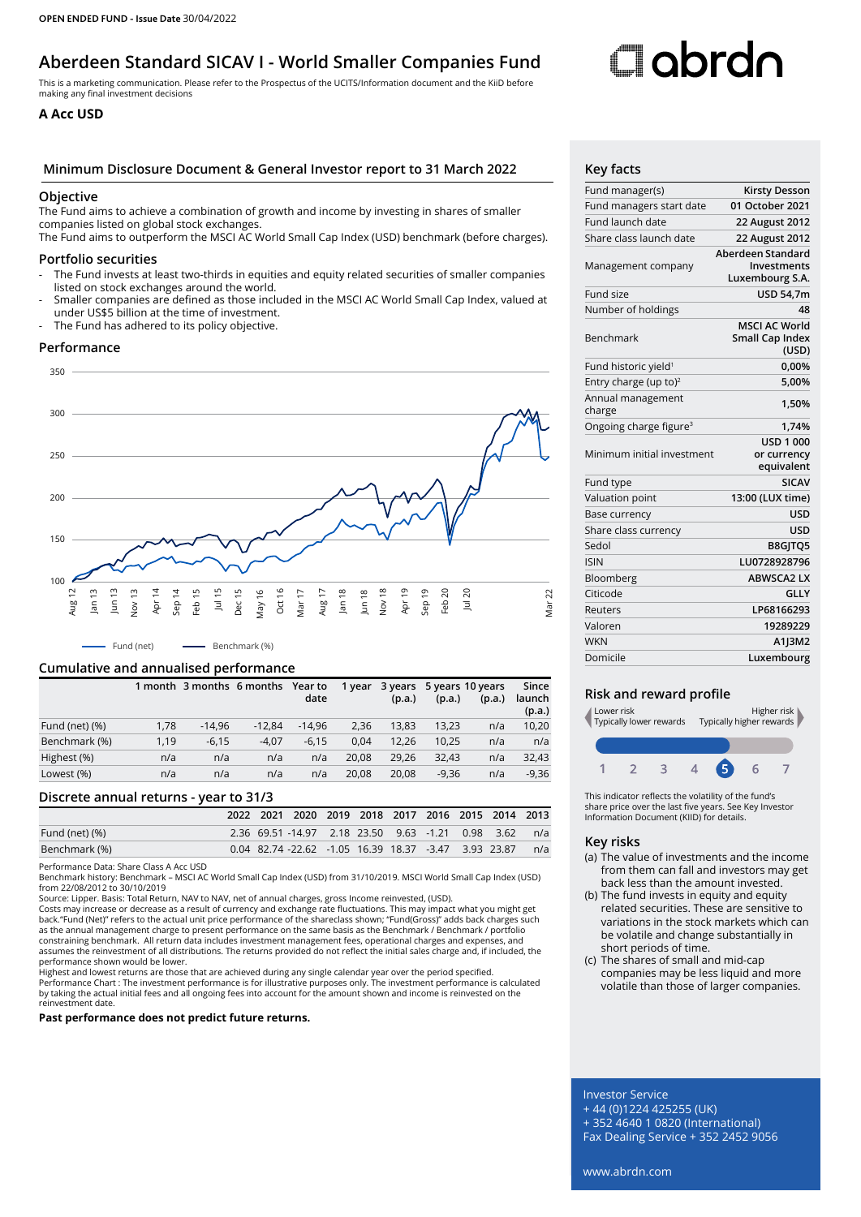**OPEN ENDED FUND - Issue Date** 30/04/2022

# Aberdeen Standard SICAV I - World Smaller Companies Fund

This is a marketing communication. Please refer to the Prospectus of the UCITS/Information document and the KiiD before making any final investment decisions

**A Acc USD**

## Minimum Disclosure Document & General Investor report to 31 March 2022

### Objective

The Fund aims to achieve a combination of growth and income by investing in shares of smaller companies listed on global stock exchanges.
The Fund aims to outperform the MSCI AC World Small Cap Index (USD) benchmark (before charges).

### Portfolio securities

- The Fund invests at least two-thirds in equities and equity related securities of smaller companies listed on stock exchanges around the world.
- Smaller companies are defined as those included in the MSCI AC World Small Cap Index, valued at under US$5 billion at the time of investment.
- The Fund has adhered to its policy objective.

### Performance

Fund (net) — Benchmark (%)

### Cumulative and annualised performance

| | 1 month | 3 months | 6 months | Year to date | 1 year | 3 years (p.a.) | 5 years (p.a.) | 10 years (p.a.) | Since launch (p.a.) |
|---|---|---|---|---|---|---|---|---|---|
| Fund (net) (%) | 1,78 | -14,96 | -12,84 | -14,96 | 2,36 | 13,83 | 13,23 | n/a | 10,20 |
| Benchmark (%) | 1,19 | -6,15 | -4,07 | -6,15 | 0,04 | 12,26 | 10,25 | n/a | n/a |
| Highest (%) | n/a | n/a | n/a | n/a | 20,08 | 29,26 | 32,43 | n/a | 32,43 |
| Lowest (%) | n/a | n/a | n/a | n/a | 20,08 | 20,08 | -9,36 | n/a | -9,36 |

### Discrete annual returns - year to 31/3

| | 2022 | 2021 | 2020 | 2019 | 2018 | 2017 | 2016 | 2015 | 2014 | 2013 |
|---|---|---|---|---|---|---|---|---|---|---|
| Fund (net) (%) | 2.36 | 69.51 | -14.97 | 2.18 | 23.50 | 9.63 | -1.21 | 0.98 | 3.62 | n/a |
| Benchmark (%) | 0.04 | 82.74 | -22.62 | -1.05 | 16.39 | 18.37 | -3.47 | 3.93 | 23.87 | n/a |

Performance Data: Share Class A Acc USD
Benchmark history: Benchmark – MSCI AC World Small Cap Index (USD) from 31/10/2019. MSCI World Small Cap Index (USD) from 22/08/2012 to 30/10/2019
Source: Lipper. Basis: Total Return, NAV to NAV, net of annual charges, gross Income reinvested, (USD).
Costs may increase or decrease as a result of currency and exchange rate fluctuations. This may impact what you might get back."Fund (Net)" refers to the actual unit price performance of the shareclass shown; "Fund(Gross)" adds back charges such as the annual management charge to present performance on the same basis as the Benchmark / Benchmark / portfolio constraining benchmark. All return data includes investment management fees, operational charges and expenses, and assumes the reinvestment of all distributions. The returns provided do not reflect the initial sales charge and, if included, the performance shown would be lower.
Highest and lowest returns are those that are achieved during any single calendar year over the period specified.
Performance Chart : The investment performance is for illustrative purposes only. The investment performance is calculated by taking the actual initial fees and all ongoing fees into account for the amount shown and income is reinvested on the reinvestment date.

**Past performance does not predict future returns.**

## Key facts

| | |
|---|---|
| Fund manager(s) | Kirsty Desson |
| Fund managers start date | 01 October 2021 |
| Fund launch date | 22 August 2012 |
| Share class launch date | 22 August 2012 |
| Management company | Aberdeen Standard Investments Luxembourg S.A. |
| Fund size | USD 54,7m |
| Number of holdings | 48 |
| Benchmark | MSCI AC World Small Cap Index (USD) |
| Fund historic yield[1] | 0,00% |
| Entry charge (up to)[2] | 5,00% |
| Annual management charge | 1,50% |
| Ongoing charge figure[3] | 1,74% |
| Minimum initial investment | USD 1 000 or currency equivalent |
| Fund type | SICAV |
| Valuation point | 13:00 (LUX time) |
| Base currency | USD |
| Share class currency | USD |
| Sedol | B8GJTQ5 |
| ISIN | LU0728928796 |
| Bloomberg | ABWSCA2 LX |
| Citicode | GLLY |
| Reuters | LP68166293 |
| Valoren | 19289229 |
| WKN | A1J3M2 |
| Domicile | Luxembourg |

## Risk and reward profile

Lower risk — Typically lower rewards | Higher risk — Typically higher rewards

1 2 3 4 **5** 6 7

This indicator reflects the volatility of the fund's share price over the last five years. See Key Investor Information Document (KIID) for details.

## Key risks

(a) The value of investments and the income from them can fall and investors may get back less than the amount invested.
(b) The fund invests in equity and equity related securities. These are sensitive to variations in the stock markets which can be volatile and change substantially in short periods of time.
(c) The shares of small and mid-cap companies may be less liquid and more volatile than those of larger companies.

Investor Service
+ 44 (0)1224 425255 (UK)
+ 352 4640 1 0820 (International)
Fax Dealing Service + 352 2452 9056

www.abrdn.com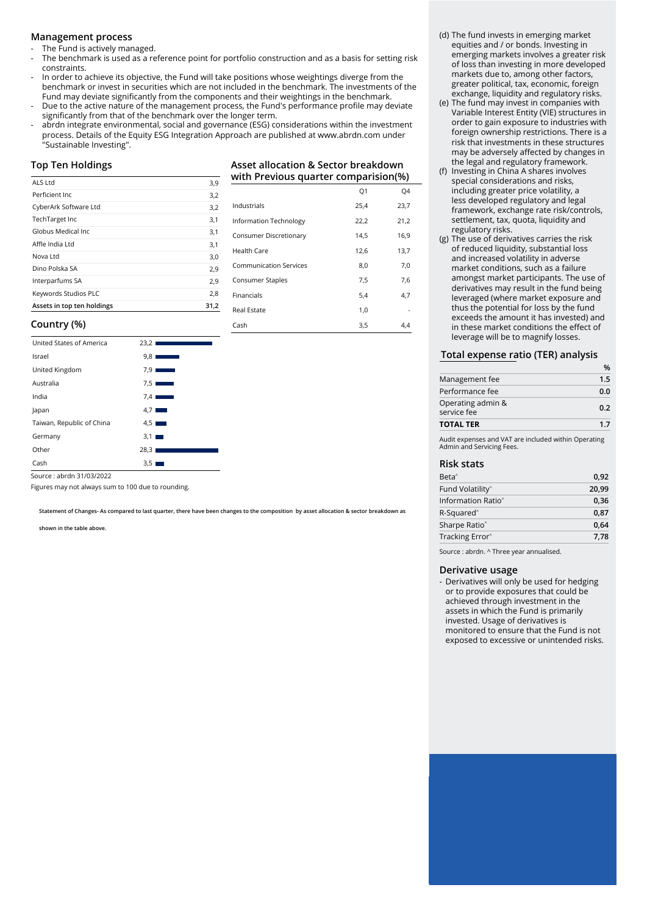## Management process

- The Fund is actively managed.
- The benchmark is used as a reference point for portfolio construction and as a basis for setting risk constraints.
- In order to achieve its objective, the Fund will take positions whose weightings diverge from the benchmark or invest in securities which are not included in the benchmark. The investments of the Fund may deviate significantly from the components and their weightings in the benchmark.
- Due to the active nature of the management process, the Fund's performance profile may deviate significantly from that of the benchmark over the longer term.
- abrdn integrate environmental, social and governance (ESG) considerations within the investment process. Details of the Equity ESG Integration Approach are published at www.abrdn.com under "Sustainable Investing".

## Top Ten Holdings

| Holding | % |
|---|---|
| ALS Ltd | 3,9 |
| Perficient Inc | 3,2 |
| CyberArk Software Ltd | 3,2 |
| TechTarget Inc | 3,1 |
| Globus Medical Inc | 3,1 |
| Affle India Ltd | 3,1 |
| Nova Ltd | 3,0 |
| Dino Polska SA | 2,9 |
| Interparfums SA | 2,9 |
| Keywords Studios PLC | 2,8 |
| **Assets in top ten holdings** | **31,2** |

## Asset allocation & Sector breakdown with Previous quarter comparision(%)

| | Q1 | Q4 |
|---|---|---|
| Industrials | 25,4 | 23,7 |
| Information Technology | 22,2 | 21,2 |
| Consumer Discretionary | 14,5 | 16,9 |
| Health Care | 12,6 | 13,7 |
| Communication Services | 8,0 | 7,0 |
| Consumer Staples | 7,5 | 7,6 |
| Financials | 5,4 | 4,7 |
| Real Estate | 1,0 | - |
| Cash | 3,5 | 4,4 |

## Country (%)

| Country | % |
|---|---|
| United States of America | 23,2 |
| Israel | 9,8 |
| United Kingdom | 7,9 |
| Australia | 7,5 |
| India | 7,4 |
| Japan | 4,7 |
| Taiwan, Republic of China | 4,5 |
| Germany | 3,1 |
| Other | 28,3 |
| Cash | 3,5 |

Source : abrdn 31/03/2022

Figures may not always sum to 100 due to rounding.

**Statement of Changes- As compared to last quarter, there have been changes to the composition by asset allocation & sector breakdown as shown in the table above.**

(d) The fund invests in emerging market equities and / or bonds. Investing in emerging markets involves a greater risk of loss than investing in more developed markets due to, among other factors, greater political, tax, economic, foreign exchange, liquidity and regulatory risks.

(e) The fund may invest in companies with Variable Interest Entity (VIE) structures in order to gain exposure to industries with foreign ownership restrictions. There is a risk that investments in these structures may be adversely affected by changes in the legal and regulatory framework.

(f) Investing in China A shares involves special considerations and risks, including greater price volatility, a less developed regulatory and legal framework, exchange rate risk/controls, settlement, tax, quota, liquidity and regulatory risks.

(g) The use of derivatives carries the risk of reduced liquidity, substantial loss and increased volatility in adverse market conditions, such as a failure amongst market participants. The use of derivatives may result in the fund being leveraged (where market exposure and thus the potential for loss by the fund exceeds the amount it has invested) and in these market conditions the effect of leverage will be to magnify losses.

## Total expense ratio (TER) analysis

| | % |
|---|---|
| Management fee | 1.5 |
| Performance fee | 0.0 |
| Operating admin & service fee | 0.2 |
| **TOTAL TER** | **1.7** |

Audit expenses and VAT are included within Operating Admin and Servicing Fees.

## Risk stats

| | |
|---|---|
| Beta^ | 0,92 |
| Fund Volatility^ | 20,99 |
| Information Ratio^ | 0,36 |
| R-Squared^ | 0,87 |
| Sharpe Ratio^ | 0,64 |
| Tracking Error^ | 7,78 |

Source : abrdn. ^ Three year annualised.

## Derivative usage

- Derivatives will only be used for hedging or to provide exposures that could be achieved through investment in the assets in which the Fund is primarily invested. Usage of derivatives is monitored to ensure that the Fund is not exposed to excessive or unintended risks.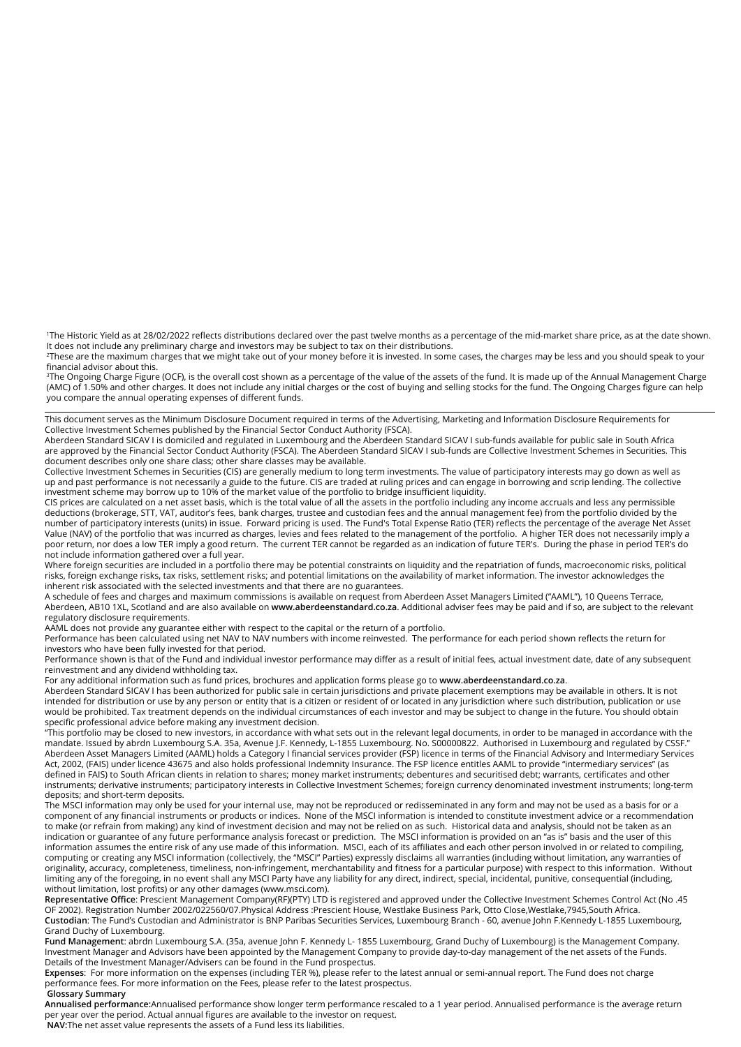[1]The Historic Yield as at 28/02/2022 reflects distributions declared over the past twelve months as a percentage of the mid-market share price, as at the date shown. It does not include any preliminary charge and investors may be subject to tax on their distributions.
[2]These are the maximum charges that we might take out of your money before it is invested. In some cases, the charges may be less and you should speak to your financial advisor about this.
[3]The Ongoing Charge Figure (OCF), is the overall cost shown as a percentage of the value of the assets of the fund. It is made up of the Annual Management Charge (AMC) of 1.50% and other charges. It does not include any initial charges or the cost of buying and selling stocks for the fund. The Ongoing Charges figure can help you compare the annual operating expenses of different funds.

---

This document serves as the Minimum Disclosure Document required in terms of the Advertising, Marketing and Information Disclosure Requirements for Collective Investment Schemes published by the Financial Sector Conduct Authority (FSCA).
Aberdeen Standard SICAV I is domiciled and regulated in Luxembourg and the Aberdeen Standard SICAV I sub-funds available for public sale in South Africa are approved by the Financial Sector Conduct Authority (FSCA). The Aberdeen Standard SICAV I sub-funds are Collective Investment Schemes in Securities. This document describes only one share class; other share classes may be available.
Collective Investment Schemes in Securities (CIS) are generally medium to long term investments. The value of participatory interests may go down as well as up and past performance is not necessarily a guide to the future. CIS are traded at ruling prices and can engage in borrowing and scrip lending. The collective investment scheme may borrow up to 10% of the market value of the portfolio to bridge insufficient liquidity.
CIS prices are calculated on a net asset basis, which is the total value of all the assets in the portfolio including any income accruals and less any permissible deductions (brokerage, STT, VAT, auditor's fees, bank charges, trustee and custodian fees and the annual management fee) from the portfolio divided by the number of participatory interests (units) in issue. Forward pricing is used. The Fund's Total Expense Ratio (TER) reflects the percentage of the average Net Asset Value (NAV) of the portfolio that was incurred as charges, levies and fees related to the management of the portfolio. A higher TER does not necessarily imply a poor return, nor does a low TER imply a good return. The current TER cannot be regarded as an indication of future TER's. During the phase in period TER's do not include information gathered over a full year.
Where foreign securities are included in a portfolio there may be potential constraints on liquidity and the repatriation of funds, macroeconomic risks, political risks, foreign exchange risks, tax risks, settlement risks; and potential limitations on the availability of market information. The investor acknowledges the inherent risk associated with the selected investments and that there are no guarantees.
A schedule of fees and charges and maximum commissions is available on request from Aberdeen Asset Managers Limited ("AAML"), 10 Queens Terrace, Aberdeen, AB10 1XL, Scotland and are also available on **www.aberdeenstandard.co.za**. Additional adviser fees may be paid and if so, are subject to the relevant regulatory disclosure requirements.
AAML does not provide any guarantee either with respect to the capital or the return of a portfolio.
Performance has been calculated using net NAV to NAV numbers with income reinvested. The performance for each period shown reflects the return for investors who have been fully invested for that period.
Performance shown is that of the Fund and individual investor performance may differ as a result of initial fees, actual investment date, date of any subsequent reinvestment and any dividend withholding tax.
For any additional information such as fund prices, brochures and application forms please go to **www.aberdeenstandard.co.za**.
Aberdeen Standard SICAV I has been authorized for public sale in certain jurisdictions and private placement exemptions may be available in others. It is not intended for distribution or use by any person or entity that is a citizen or resident of or located in any jurisdiction where such distribution, publication or use would be prohibited. Tax treatment depends on the individual circumstances of each investor and may be subject to change in the future. You should obtain specific professional advice before making any investment decision.
"This portfolio may be closed to new investors, in accordance with what sets out in the relevant legal documents, in order to be managed in accordance with the mandate. Issued by abrdn Luxembourg S.A. 35a, Avenue J.F. Kennedy, L-1855 Luxembourg. No. S00000822. Authorised in Luxembourg and regulated by CSSF."
Aberdeen Asset Managers Limited (AAML) holds a Category I financial services provider (FSP) licence in terms of the Financial Advisory and Intermediary Services Act, 2002, (FAIS) under licence 43675 and also holds professional Indemnity Insurance. The FSP licence entitles AAML to provide "intermediary services" (as defined in FAIS) to South African clients in relation to shares; money market instruments; debentures and securitised debt; warrants, certificates and other instruments; derivative instruments; participatory interests in Collective Investment Schemes; foreign currency denominated investment instruments; long-term deposits; and short-term deposits.
The MSCI information may only be used for your internal use, may not be reproduced or redisseminated in any form and may not be used as a basis for or a component of any financial instruments or products or indices. None of the MSCI information is intended to constitute investment advice or a recommendation to make (or refrain from making) any kind of investment decision and may not be relied on as such. Historical data and analysis, should not be taken as an indication or guarantee of any future performance analysis forecast or prediction. The MSCI information is provided on an "as is" basis and the user of this information assumes the entire risk of any use made of this information. MSCI, each of its affiliates and each other person involved in or related to compiling, computing or creating any MSCI information (collectively, the "MSCI" Parties) expressly disclaims all warranties (including without limitation, any warranties of originality, accuracy, completeness, timeliness, non-infringement, merchantability and fitness for a particular purpose) with respect to this information. Without limiting any of the foregoing, in no event shall any MSCI Party have any liability for any direct, indirect, special, incidental, punitive, consequential (including, without limitation, lost profits) or any other damages (www.msci.com).
**Representative Office**: Prescient Management Company(RF)(PTY) LTD is registered and approved under the Collective Investment Schemes Control Act (No .45 OF 2002). Registration Number 2002/022560/07.Physical Address :Prescient House, Westlake Business Park, Otto Close,Westlake,7945,South Africa.
**Custodian**: The Fund's Custodian and Administrator is BNP Paribas Securities Services, Luxembourg Branch - 60, avenue John F.Kennedy L-1855 Luxembourg, Grand Duchy of Luxembourg.
**Fund Management**: abrdn Luxembourg S.A. (35a, avenue John F. Kennedy L- 1855 Luxembourg, Grand Duchy of Luxembourg) is the Management Company. Investment Manager and Advisors have been appointed by the Management Company to provide day-to-day management of the net assets of the Funds. Details of the Investment Manager/Advisers can be found in the Fund prospectus.
**Expenses**: For more information on the expenses (including TER %), please refer to the latest annual or semi-annual report. The Fund does not charge performance fees. For more information on the Fees, please refer to the latest prospectus.

**Glossary Summary**

**Annualised performance:**Annualised performance show longer term performance rescaled to a 1 year period. Annualised performance is the average return per year over the period. Actual annual figures are available to the investor on request.

**NAV:**The net asset value represents the assets of a Fund less its liabilities.